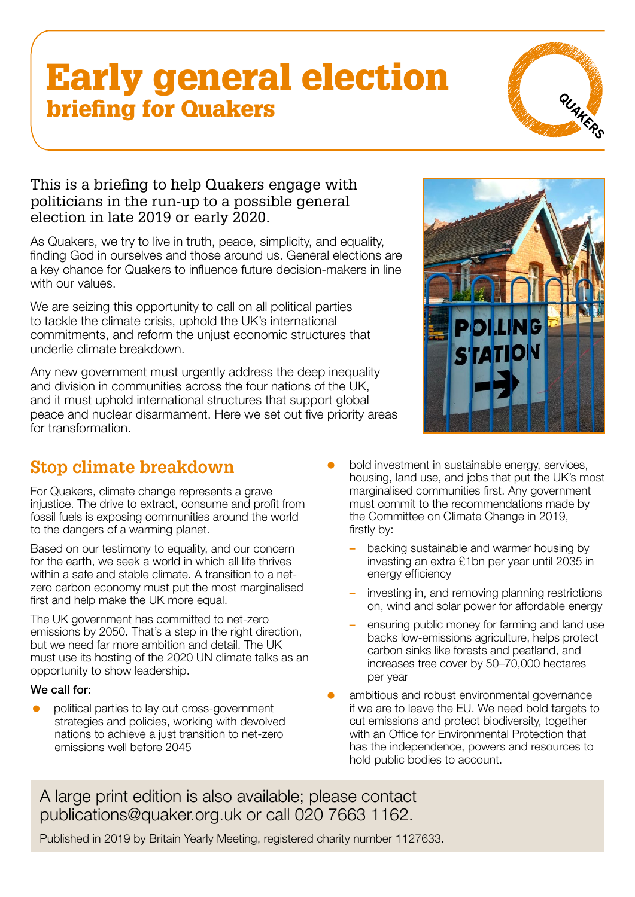# Early general election
## briefing for Quakers

This is a briefing to help Quakers engage with politicians in the run-up to a possible general election in late 2019 or early 2020.

As Quakers, we try to live in truth, peace, simplicity, and equality, finding God in ourselves and those around us. General elections are a key chance for Quakers to influence future decision-makers in line with our values.

We are seizing this opportunity to call on all political parties to tackle the climate crisis, uphold the UK's international commitments, and reform the unjust economic structures that underlie climate breakdown.

Any new government must urgently address the deep inequality and division in communities across the four nations of the UK, and it must uphold international structures that support global peace and nuclear disarmament. Here we set out five priority areas for transformation.

## Stop climate breakdown

For Quakers, climate change represents a grave injustice. The drive to extract, consume and profit from fossil fuels is exposing communities around the world to the dangers of a warming planet.

Based on our testimony to equality, and our concern for the earth, we seek a world in which all life thrives within a safe and stable climate. A transition to a net-zero carbon economy must put the most marginalised first and help make the UK more equal.

The UK government has committed to net-zero emissions by 2050. That's a step in the right direction, but we need far more ambition and detail. The UK must use its hosting of the 2020 UN climate talks as an opportunity to show leadership.

**We call for:**

- political parties to lay out cross-government strategies and policies, working with devolved nations to achieve a just transition to net-zero emissions well before 2045
- bold investment in sustainable energy, services, housing, land use, and jobs that put the UK's most marginalised communities first. Any government must commit to the recommendations made by the Committee on Climate Change in 2019, firstly by:
  - backing sustainable and warmer housing by investing an extra £1bn per year until 2035 in energy efficiency
  - investing in, and removing planning restrictions on, wind and solar power for affordable energy
  - ensuring public money for farming and land use backs low-emissions agriculture, helps protect carbon sinks like forests and peatland, and increases tree cover by 50–70,000 hectares per year
- ambitious and robust environmental governance if we are to leave the EU. We need bold targets to cut emissions and protect biodiversity, together with an Office for Environmental Protection that has the independence, powers and resources to hold public bodies to account.

A large print edition is also available; please contact publications@quaker.org.uk or call 020 7663 1162.

Published in 2019 by Britain Yearly Meeting, registered charity number 1127633.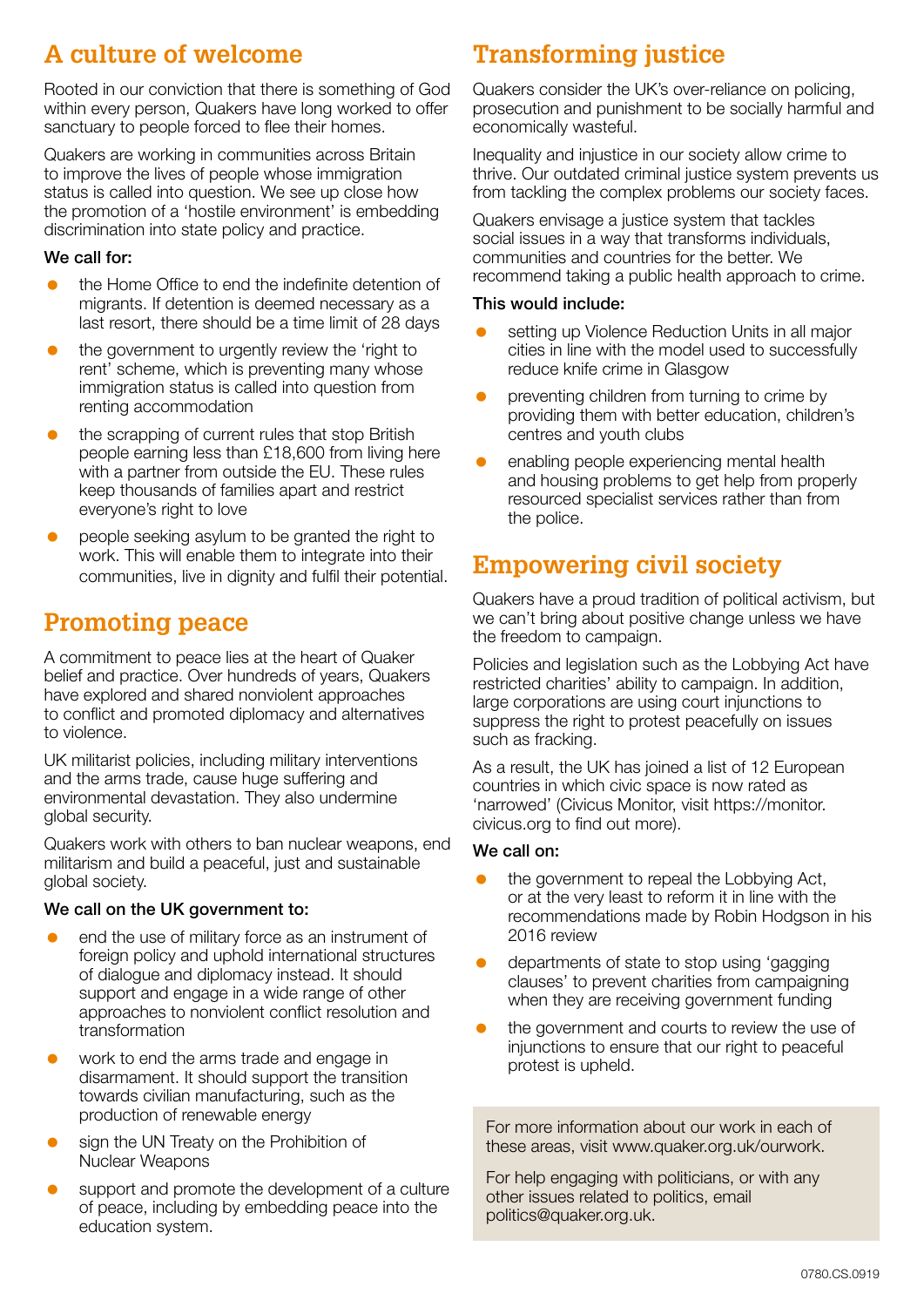## A culture of welcome

Rooted in our conviction that there is something of God within every person, Quakers have long worked to offer sanctuary to people forced to flee their homes.

Quakers are working in communities across Britain to improve the lives of people whose immigration status is called into question. We see up close how the promotion of a 'hostile environment' is embedding discrimination into state policy and practice.

**We call for:**

- the Home Office to end the indefinite detention of migrants. If detention is deemed necessary as a last resort, there should be a time limit of 28 days
- the government to urgently review the 'right to rent' scheme, which is preventing many whose immigration status is called into question from renting accommodation
- the scrapping of current rules that stop British people earning less than £18,600 from living here with a partner from outside the EU. These rules keep thousands of families apart and restrict everyone's right to love
- people seeking asylum to be granted the right to work. This will enable them to integrate into their communities, live in dignity and fulfil their potential.

## Promoting peace

A commitment to peace lies at the heart of Quaker belief and practice. Over hundreds of years, Quakers have explored and shared nonviolent approaches to conflict and promoted diplomacy and alternatives to violence.

UK militarist policies, including military interventions and the arms trade, cause huge suffering and environmental devastation. They also undermine global security.

Quakers work with others to ban nuclear weapons, end militarism and build a peaceful, just and sustainable global society.

**We call on the UK government to:**

- end the use of military force as an instrument of foreign policy and uphold international structures of dialogue and diplomacy instead. It should support and engage in a wide range of other approaches to nonviolent conflict resolution and transformation
- work to end the arms trade and engage in disarmament. It should support the transition towards civilian manufacturing, such as the production of renewable energy
- sign the UN Treaty on the Prohibition of Nuclear Weapons
- support and promote the development of a culture of peace, including by embedding peace into the education system.

## Transforming justice

Quakers consider the UK's over-reliance on policing, prosecution and punishment to be socially harmful and economically wasteful.

Inequality and injustice in our society allow crime to thrive. Our outdated criminal justice system prevents us from tackling the complex problems our society faces.

Quakers envisage a justice system that tackles social issues in a way that transforms individuals, communities and countries for the better. We recommend taking a public health approach to crime.

**This would include:**

- setting up Violence Reduction Units in all major cities in line with the model used to successfully reduce knife crime in Glasgow
- preventing children from turning to crime by providing them with better education, children's centres and youth clubs
- enabling people experiencing mental health and housing problems to get help from properly resourced specialist services rather than from the police.

## Empowering civil society

Quakers have a proud tradition of political activism, but we can't bring about positive change unless we have the freedom to campaign.

Policies and legislation such as the Lobbying Act have restricted charities' ability to campaign. In addition, large corporations are using court injunctions to suppress the right to protest peacefully on issues such as fracking.

As a result, the UK has joined a list of 12 European countries in which civic space is now rated as 'narrowed' (Civicus Monitor, visit https://monitor.civicus.org to find out more).

**We call on:**

- the government to repeal the Lobbying Act, or at the very least to reform it in line with the recommendations made by Robin Hodgson in his 2016 review
- departments of state to stop using 'gagging clauses' to prevent charities from campaigning when they are receiving government funding
- the government and courts to review the use of injunctions to ensure that our right to peaceful protest is upheld.

For more information about our work in each of these areas, visit www.quaker.org.uk/ourwork.

For help engaging with politicians, or with any other issues related to politics, email politics@quaker.org.uk.

0780.CS.0919